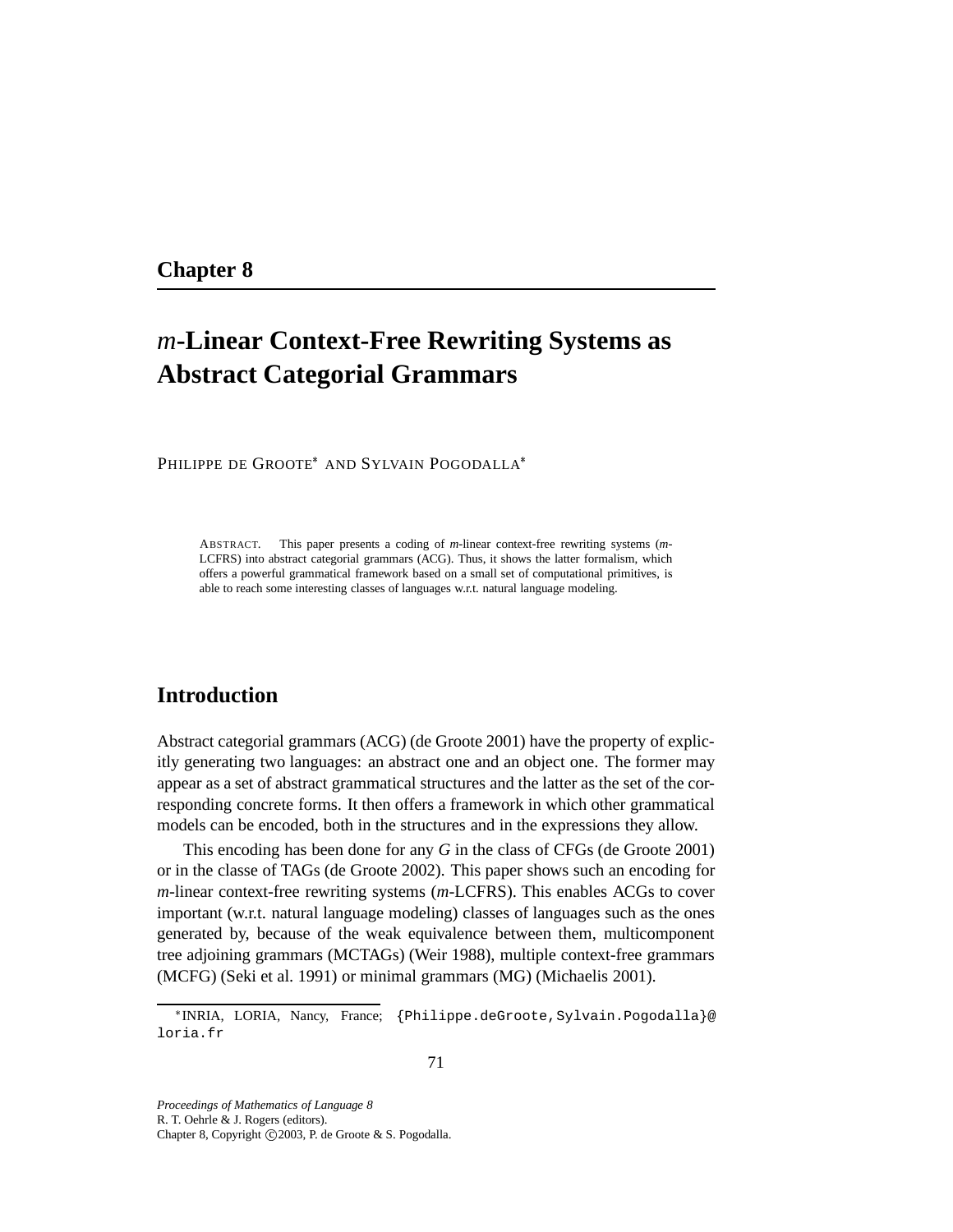## Chapter 8

# *m*-Linear Context-Free Rewriting Systems as Abstract Categorial Grammars

PHILIPPE DE GROOTE* AND SYLVAIN POGODALLA*

ABSTRACT. This paper presents a coding of *m*-linear context-free rewriting systems (*m*-LCFRS) into abstract categorial grammars (ACG). Thus, it shows the latter formalism, which offers a powerful grammatical framework based on a small set of computational primitives, is able to reach some interesting classes of languages w.r.t. natural language modeling.

## Introduction

Abstract categorial grammars (ACG) (de Groote 2001) have the property of explicitly generating two languages: an abstract one and an object one. The former may appear as a set of abstract grammatical structures and the latter as the set of the corresponding concrete forms. It then offers a framework in which other grammatical models can be encoded, both in the structures and in the expressions they allow.

This encoding has been done for any *G* in the class of CFGs (de Groote 2001) or in the classe of TAGs (de Groote 2002). This paper shows such an encoding for *m*-linear context-free rewriting systems (*m*-LCFRS). This enables ACGs to cover important (w.r.t. natural language modeling) classes of languages such as the ones generated by, because of the weak equivalence between them, multicomponent tree adjoining grammars (MCTAGs) (Weir 1988), multiple context-free grammars (MCFG) (Seki et al. 1991) or minimal grammars (MG) (Michaelis 2001).

*INRIA, LORIA, Nancy, France; `{Philippe.deGroote,Sylvain.Pogodalla}@loria.fr`

*Proceedings of Mathematics of Language 8*
R. T. Oehrle & J. Rogers (editors).
Chapter 8, Copyright ©2003, P. de Groote & S. Pogodalla.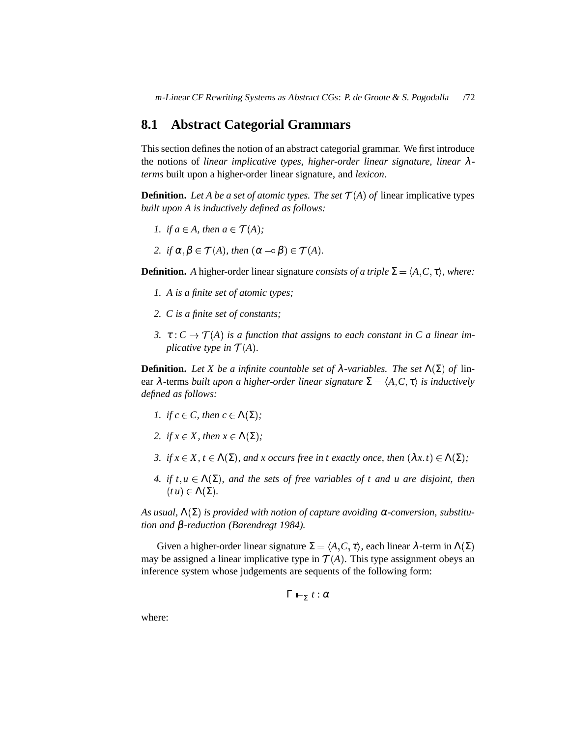## 8.1 Abstract Categorial Grammars

This section defines the notion of an abstract categorial grammar. We first introduce the notions of *linear implicative types*, *higher-order linear signature*, *linear $\lambda$-terms* built upon a higher-order linear signature, and *lexicon*.

**Definition.** *Let A be a set of atomic types. The set $\mathcal{T}(A)$ of* linear implicative types *built upon A is inductively defined as follows:*

1. *if $a \in A$, then $a \in \mathcal{T}(A)$;*
2. *if $\alpha, \beta \in \mathcal{T}(A)$, then $(\alpha \multimap \beta) \in \mathcal{T}(A)$.*

**Definition.** *A* higher-order linear signature *consists of a triple $\Sigma = \langle A, C, \tau \rangle$, where:*

1. *A is a finite set of atomic types;*
2. *C is a finite set of constants;*
3. *$\tau : C \to \mathcal{T}(A)$ is a function that assigns to each constant in C a linear implicative type in $\mathcal{T}(A)$.*

**Definition.** *Let X be a infinite countable set of $\lambda$-variables. The set $\Lambda(\Sigma)$ of* linear $\lambda$-terms *built upon a higher-order linear signature $\Sigma = \langle A, C, \tau \rangle$ is inductively defined as follows:*

1. *if $c \in C$, then $c \in \Lambda(\Sigma)$;*
2. *if $x \in X$, then $x \in \Lambda(\Sigma)$;*
3. *if $x \in X$, $t \in \Lambda(\Sigma)$, and x occurs free in t exactly once, then $(\lambda x.t) \in \Lambda(\Sigma)$;*
4. *if $t, u \in \Lambda(\Sigma)$, and the sets of free variables of t and u are disjoint, then $(t\,u) \in \Lambda(\Sigma)$.*

*As usual, $\Lambda(\Sigma)$ is provided with notion of capture avoiding $\alpha$-conversion, substitution and $\beta$-reduction (Barendregt 1984).*

Given a higher-order linear signature $\Sigma = \langle A, C, \tau \rangle$, each linear $\lambda$-term in $\Lambda(\Sigma)$ may be assigned a linear implicative type in $\mathcal{T}(A)$. This type assignment obeys an inference system whose judgements are sequents of the following form:

$$\Gamma \vdash_{\Sigma} t : \alpha$$

where: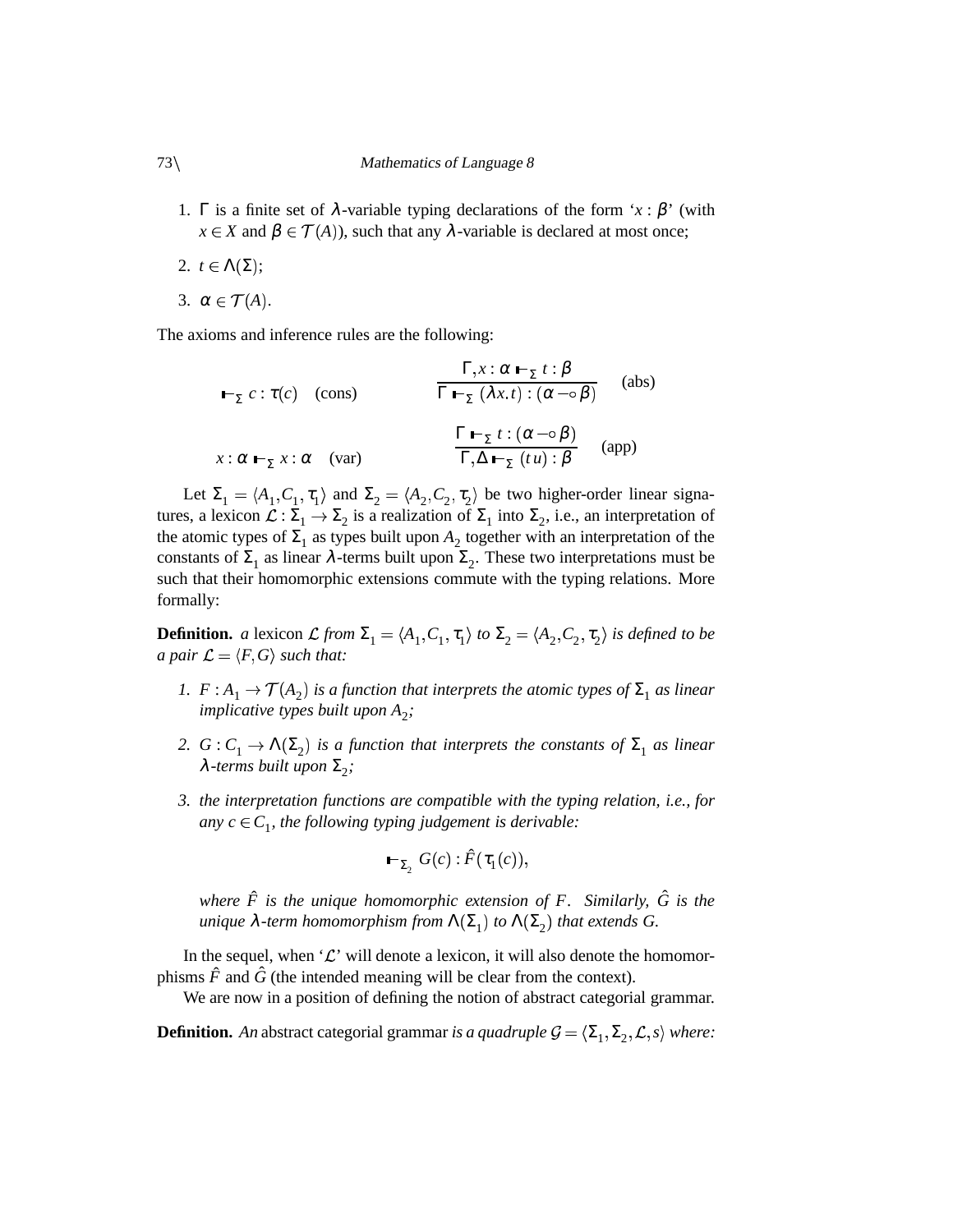1. $\Gamma$ is a finite set of $\lambda$-variable typing declarations of the form '$x : \beta$' (with $x \in X$ and $\beta \in \mathcal{T}(A)$), such that any $\lambda$-variable is declared at most once;

2. $t \in \Lambda(\Sigma)$;

3. $\alpha \in \mathcal{T}(A)$.

The axioms and inference rules are the following:

$$\vdash_{\Sigma} c : \tau(c) \quad \text{(cons)} \qquad\qquad \frac{\Gamma, x : \alpha \vdash_{\Sigma} t : \beta}{\Gamma \vdash_{\Sigma} (\lambda x.t) : (\alpha \multimap \beta)} \quad \text{(abs)}$$

$$x : \alpha \vdash_{\Sigma} x : \alpha \quad \text{(var)} \qquad\qquad \frac{\Gamma \vdash_{\Sigma} t : (\alpha \multimap \beta)}{\Gamma, \Delta \vdash_{\Sigma} (t\,u) : \beta} \quad \text{(app)}$$

Let $\Sigma_1 = \langle A_1, C_1, \tau_1 \rangle$ and $\Sigma_2 = \langle A_2, C_2, \tau_2 \rangle$ be two higher-order linear signatures, a lexicon $\mathcal{L} : \Sigma_1 \rightarrow \Sigma_2$ is a realization of $\Sigma_1$ into $\Sigma_2$, i.e., an interpretation of the atomic types of $\Sigma_1$ as types built upon $A_2$ together with an interpretation of the constants of $\Sigma_1$ as linear $\lambda$-terms built upon $\Sigma_2$. These two interpretations must be such that their homomorphic extensions commute with the typing relations. More formally:

**Definition.** *a* lexicon $\mathcal{L}$ *from* $\Sigma_1 = \langle A_1, C_1, \tau_1 \rangle$ *to* $\Sigma_2 = \langle A_2, C_2, \tau_2 \rangle$ *is defined to be a pair* $\mathcal{L} = \langle F, G \rangle$ *such that:*

1. $F : A_1 \rightarrow \mathcal{T}(A_2)$ *is a function that interprets the atomic types of* $\Sigma_1$ *as linear implicative types built upon* $A_2$*;*

2. $G : C_1 \rightarrow \Lambda(\Sigma_2)$ *is a function that interprets the constants of* $\Sigma_1$ *as linear* $\lambda$*-terms built upon* $\Sigma_2$*;*

3. *the interpretation functions are compatible with the typing relation, i.e., for any* $c \in C_1$*, the following typing judgement is derivable:*

$$\vdash_{\Sigma_2} G(c) : \hat{F}(\tau_1(c)),$$

*where* $\hat{F}$ *is the unique homomorphic extension of* $F$*. Similarly,* $\hat{G}$ *is the unique* $\lambda$*-term homomorphism from* $\Lambda(\Sigma_1)$ *to* $\Lambda(\Sigma_2)$ *that extends* $G$*.*

In the sequel, when '$\mathcal{L}$' will denote a lexicon, it will also denote the homomorphisms $\hat{F}$ and $\hat{G}$ (the intended meaning will be clear from the context).

We are now in a position of defining the notion of abstract categorial grammar.

**Definition.** *An* abstract categorial grammar *is a quadruple* $\mathcal{G} = \langle \Sigma_1, \Sigma_2, \mathcal{L}, s \rangle$ *where:*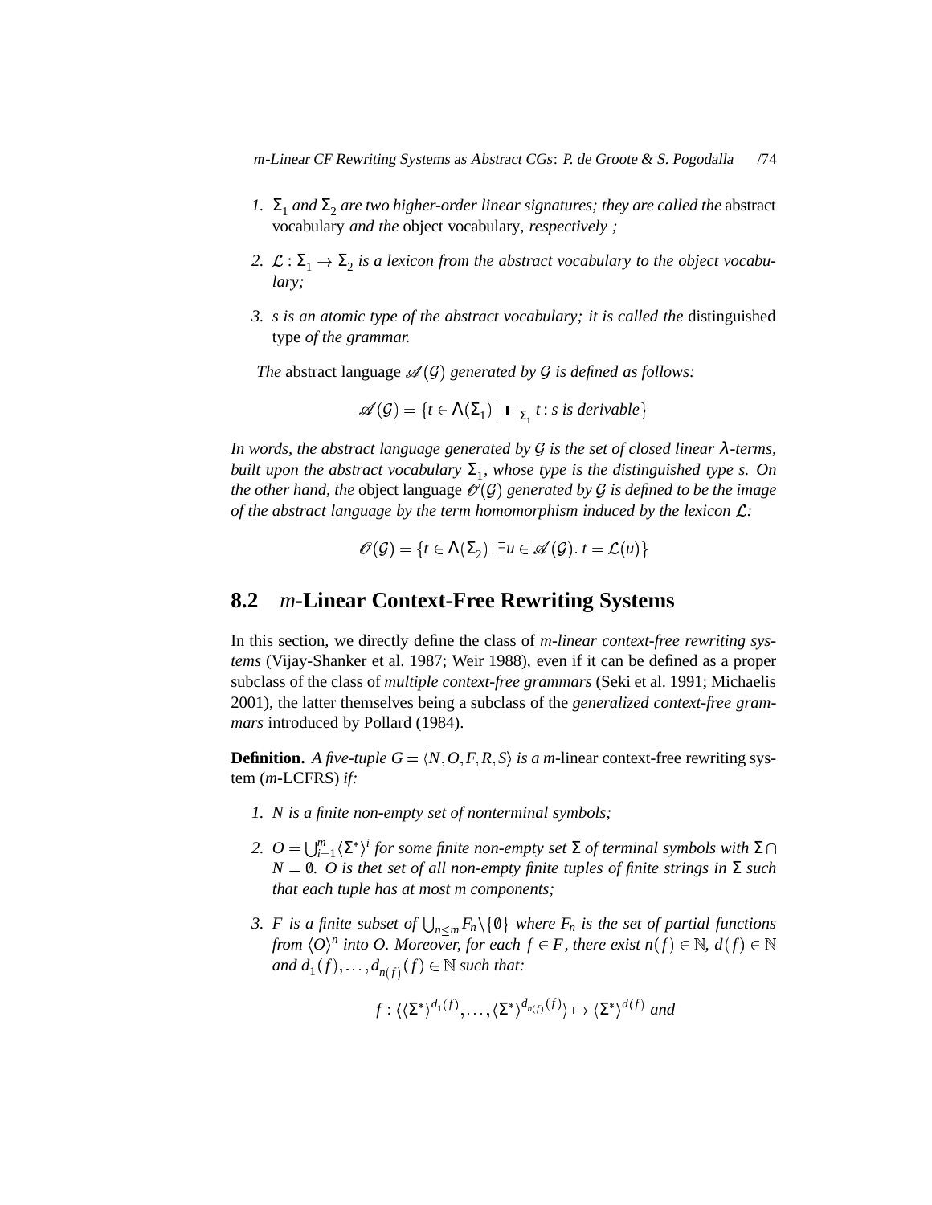1. $\Sigma_1$ *and* $\Sigma_2$ *are two higher-order linear signatures; they are called the* abstract vocabulary *and the* object vocabulary, *respectively ;*

2. $\mathcal{L} : \Sigma_1 \rightarrow \Sigma_2$ *is a lexicon from the abstract vocabulary to the object vocabulary;*

3. *s is an atomic type of the abstract vocabulary; it is called the* distinguished type *of the grammar.*

*The* abstract language $\mathscr{A}(\mathcal{G})$ *generated by* $\mathcal{G}$ *is defined as follows:*

$$\mathscr{A}(\mathcal{G}) = \{t \in \Lambda(\Sigma_1) \mid \vdash_{\Sigma_1} t : s \text{ is derivable}\}$$

*In words, the abstract language generated by* $\mathcal{G}$ *is the set of closed linear* $\lambda$*-terms, built upon the abstract vocabulary* $\Sigma_1$*, whose type is the distinguished type s. On the other hand, the* object language $\mathscr{O}(\mathcal{G})$ *generated by* $\mathcal{G}$ *is defined to be the image of the abstract language by the term homomorphism induced by the lexicon* $\mathcal{L}$*:*

$$\mathscr{O}(\mathcal{G}) = \{t \in \Lambda(\Sigma_2) \mid \exists u \in \mathscr{A}(\mathcal{G}).\ t = \mathcal{L}(u)\}$$

## 8.2 *m*-Linear Context-Free Rewriting Systems

In this section, we directly define the class of *m-linear context-free rewriting systems* (Vijay-Shanker et al. 1987; Weir 1988), even if it can be defined as a proper subclass of the class of *multiple context-free grammars* (Seki et al. 1991; Michaelis 2001), the latter themselves being a subclass of the *generalized context-free grammars* introduced by Pollard (1984).

**Definition.** *A five-tuple* $G = \langle N, O, F, R, S \rangle$ *is a m*-linear context-free rewriting system (*m*-LCFRS) *if:*

1. *N is a finite non-empty set of nonterminal symbols;*

2. $O = \bigcup_{i=1}^{m} \langle \Sigma^* \rangle^i$ *for some finite non-empty set* $\Sigma$ *of terminal symbols with* $\Sigma \cap N = \emptyset$*. O is thet set of all non-empty finite tuples of finite strings in* $\Sigma$ *such that each tuple has at most m components;*

3. *F is a finite subset of* $\bigcup_{n \leq m} F_n \backslash \{\emptyset\}$ *where* $F_n$ *is the set of partial functions from* $\langle O \rangle^n$ *into O. Moreover, for each* $f \in F$*, there exist* $n(f) \in \mathbb{N}$*,* $d(f) \in \mathbb{N}$ *and* $d_1(f), \ldots, d_{n(f)}(f) \in \mathbb{N}$ *such that:*

$$f : \langle \langle \Sigma^* \rangle^{d_1(f)}, \ldots, \langle \Sigma^* \rangle^{d_{n(f)}(f)} \rangle \mapsto \langle \Sigma^* \rangle^{d(f)} \text{ and}$$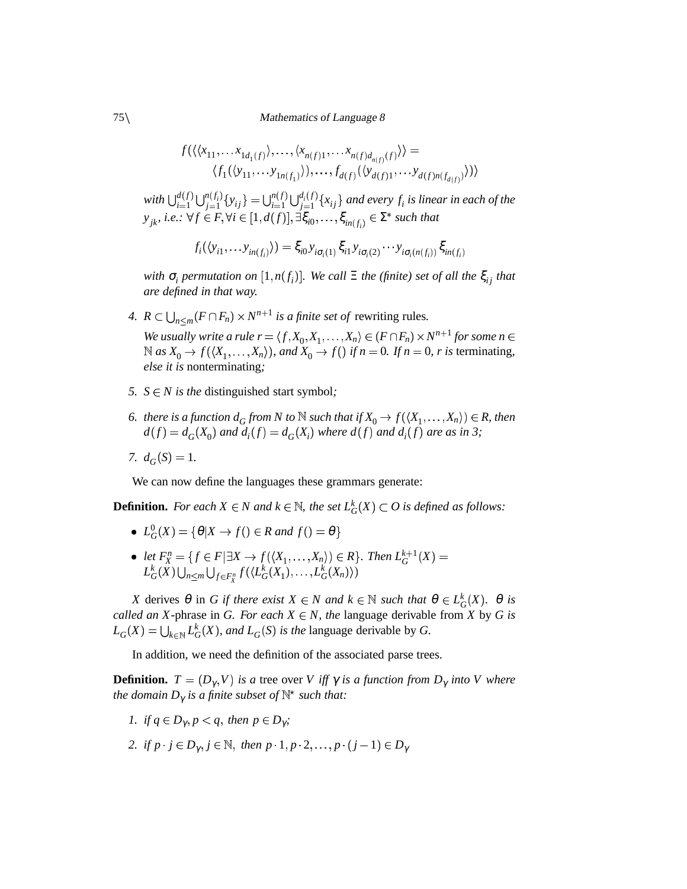$$f(\langle\langle x_{11},\ldots x_{1d_1(f)}\rangle,\ldots,\langle x_{n(f)1},\ldots x_{n(f)d_{n(f)}(f)}\rangle\rangle = \langle f_1(\langle y_{11},\ldots y_{1n(f_1)}\rangle),\ldots,f_{d(f)}(\langle y_{d(f)1},\ldots y_{d(f)n(f_{d(f)})}\rangle)\rangle$$

*with* $\bigcup_{i=1}^{d(f)}\bigcup_{j=1}^{n(f_i)}\{y_{ij}\} = \bigcup_{i=1}^{n(f)}\bigcup_{j=1}^{d_i(f)}\{x_{ij}\}$ *and every* $f_i$ *is linear in each of the* $y_{jk}$*, i.e.:* $\forall f \in F, \forall i \in [1,d(f)], \exists \xi_{i0},\ldots,\xi_{in(f_i)} \in \Sigma^*$ *such that*

$$f_i(\langle y_{i1},\ldots y_{in(f_i)}\rangle) = \xi_{i0}\, y_{i\sigma_i(1)}\, \xi_{i1}\, y_{i\sigma_i(2)} \cdots y_{i\sigma_i(n(f_i))}\, \xi_{in(f_i)}$$

*with* $\sigma_i$ *permutation on* $[1,n(f_i)]$*. We call* $\Xi$ *the (finite) set of all the* $\xi_{ij}$ *that are defined in that way.*

4. $R \subset \bigcup_{n\leq m}(F\cap F_n)\times N^{n+1}$ *is a finite set of* rewriting rules*.*
   *We usually write a rule* $r = \langle f, X_0, X_1, \ldots, X_n\rangle \in (F\cap F_n)\times N^{n+1}$ *for some* $n \in \mathbb{N}$ *as* $X_0 \to f(\langle X_1,\ldots,X_n\rangle)$*, and* $X_0 \to f()$ *if* $n = 0$*. If* $n = 0$*,* $r$ *is* terminating*, else it is* nonterminating*;*

5. $S \in N$ *is the* distinguished start symbol*;*

6. *there is a function* $d_G$ *from* $N$ *to* $\mathbb{N}$ *such that if* $X_0 \to f(\langle X_1,\ldots,X_n\rangle) \in R$*, then* $d(f) = d_G(X_0)$ *and* $d_i(f) = d_G(X_i)$ *where* $d(f)$ *and* $d_i(f)$ *are as in 3;*

7. $d_G(S) = 1$*.*

We can now define the languages these grammars generate:

**Definition.** *For each* $X \in N$ *and* $k \in \mathbb{N}$*, the set* $L^k_G(X) \subset O$ *is defined as follows:*

- $L^0_G(X) = \{\theta | X \to f() \in R \text{ and } f() = \theta\}$
- *let* $F^n_X = \{f \in F | \exists X \to f(\langle X_1,\ldots,X_n\rangle) \in R\}$*. Then* $L^{k+1}_G(X) = L^k_G(X)\bigcup_{n\leq m}\bigcup_{f\in F^n_X} f(\langle L^k_G(X_1),\ldots,L^k_G(X_n)\rangle)$

$X$ derives $\theta$ in $G$ *if there exist* $X \in N$ *and* $k \in \mathbb{N}$ *such that* $\theta \in L^k_G(X)$*.* $\theta$ *is called an* $X$-phrase *in* $G$*. For each* $X \in N$*, the* language derivable from $X$ by $G$ *is* $L_G(X) = \bigcup_{k\in\mathbb{N}} L^k_G(X)$*, and* $L_G(S)$ *is the* language derivable by $G$*.*

In addition, we need the definition of the associated parse trees.

**Definition.** $T = (D_\gamma, V)$ *is a* tree over $V$ *iff* $\gamma$ *is a function from* $D_\gamma$ *into* $V$ *where the domain* $D_\gamma$ *is a finite subset of* $\mathbb{N}^\star$ *such that:*

1. *if* $q \in D_\gamma, p < q$*, then* $p \in D_\gamma$*;*
2. *if* $p\cdot j \in D_\gamma, j \in \mathbb{N}$*, then* $p\cdot 1, p\cdot 2, \ldots, p\cdot(j-1) \in D_\gamma$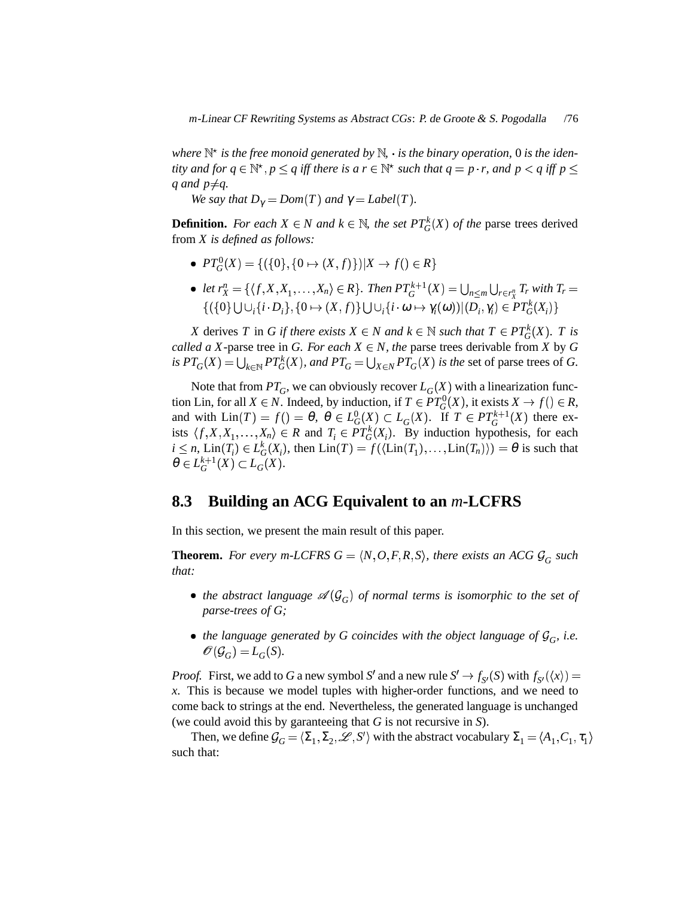*where $\mathbb{N}^\star$ is the free monoid generated by $\mathbb{N}$, $\cdot$ is the binary operation, 0 is the identity and for $q \in \mathbb{N}^\star$, $p \leq q$ iff there is a $r \in \mathbb{N}^\star$ such that $q = p \cdot r$, and $p < q$ iff $p \leq q$ and $p \neq q$.*

*We say that $D_\gamma = Dom(T)$ and $\gamma = Label(T)$.*

**Definition.** *For each $X \in N$ and $k \in \mathbb{N}$, the set $PT^k_G(X)$ of the* parse trees derived from *$X$ is defined as follows:*

- $PT^0_G(X) = \{(\{0\}, \{0 \mapsto (X, f)\}) | X \to f() \in R\}$
- *let* $r^n_X = \{\langle f, X, X_1, \ldots, X_n \rangle \in R\}$. *Then* $PT^{k+1}_G(X) = \bigcup_{n \leq m} \bigcup_{r \in r^n_X} T_r$ *with* $T_r = \{(\{0\} \bigcup \cup_i \{i \cdot D_i\}, \{0 \mapsto (X, f)\} \bigcup \cup_i \{i \cdot \omega \mapsto \gamma_i(\omega)\} | (D_i, \gamma_i) \in PT^k_G(X_i)\}$

*$X$* derives *$T$* in *$G$ if there exists $X \in N$ and $k \in \mathbb{N}$ such that $T \in PT^k_G(X)$. $T$ is called a $X$-*parse tree in *$G$. For each $X \in N$, the* parse trees derivable from *$X$* by *$G$ is $PT_G(X) = \bigcup_{k \in \mathbb{N}} PT^k_G(X)$, and $PT_G = \bigcup_{X \in N} PT_G(X)$ is the* set of parse trees of *$G$.*

Note that from $PT_G$, we can obviously recover $L_G(X)$ with a linearization function Lin, for all $X \in N$. Indeed, by induction, if $T \in PT^0_G(X)$, it exists $X \to f() \in R$, and with $\text{Lin}(T) = f() = \theta$, $\theta \in L^0_G(X) \subset L_G(X)$. If $T \in PT^{k+1}_G(X)$ there exists $\langle f, X, X_1, \ldots, X_n \rangle \in R$ and $T_i \in PT^k_G(X_i)$. By induction hypothesis, for each $i \leq n$, $\text{Lin}(T_i) \in L^k_G(X_i)$, then $\text{Lin}(T) = f(\langle \text{Lin}(T_1), \ldots, \text{Lin}(T_n) \rangle) = \theta$ is such that $\theta \in L^{k+1}_G(X) \subset L_G(X)$.

## 8.3 Building an ACG Equivalent to an *m*-LCFRS

In this section, we present the main result of this paper.

**Theorem.** *For every m-LCFRS $G = \langle N, O, F, R, S \rangle$, there exists an ACG $\mathcal{G}_G$ such that:*

- *the abstract language $\mathscr{A}(\mathcal{G}_G)$ of normal terms is isomorphic to the set of parse-trees of G;*
- *the language generated by G coincides with the object language of $\mathcal{G}_G$, i.e. $\mathscr{O}(\mathcal{G}_G) = L_G(S)$.*

*Proof.* First, we add to $G$ a new symbol $S'$ and a new rule $S' \to f_{S'}(S)$ with $f_{S'}(\langle x \rangle) = x$. This is because we model tuples with higher-order functions, and we need to come back to strings at the end. Nevertheless, the generated language is unchanged (we could avoid this by garanteeing that $G$ is not recursive in $S$).

Then, we define $\mathcal{G}_G = \langle \Sigma_1, \Sigma_2, \mathscr{L}, S' \rangle$ with the abstract vocabulary $\Sigma_1 = \langle A_1, C_1, \tau_1 \rangle$ such that: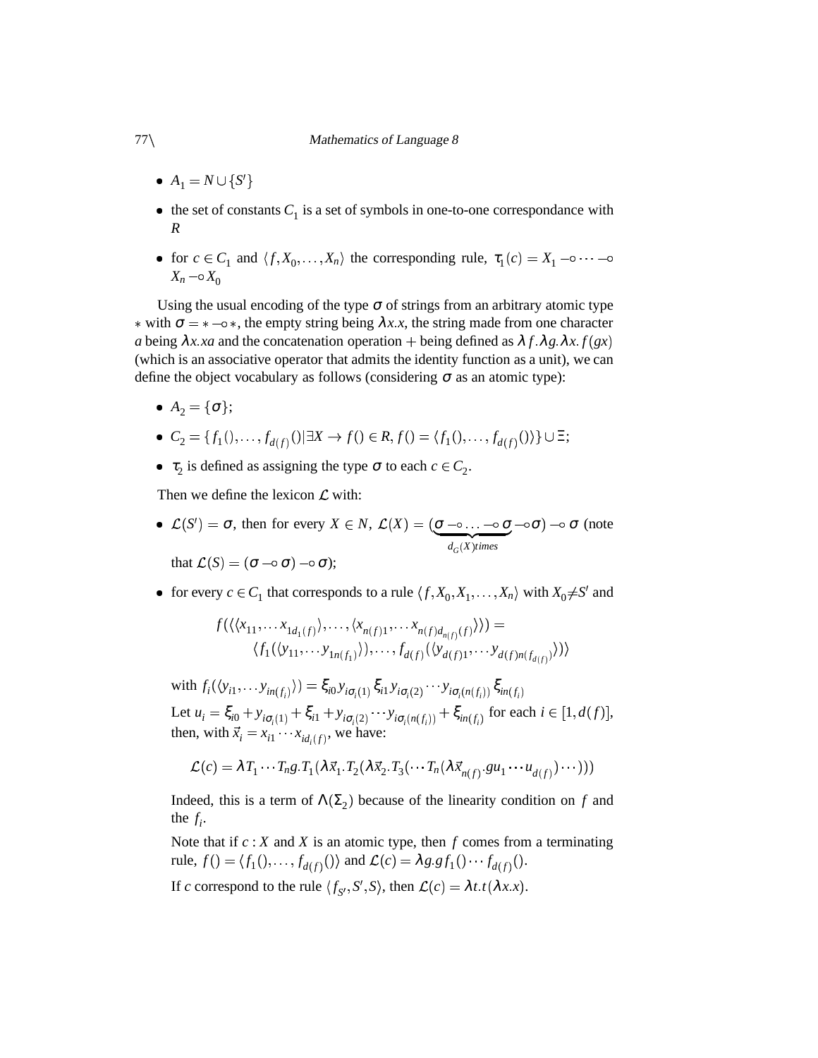- $A_1 = N \cup \{S'\}$
- the set of constants $C_1$ is a set of symbols in one-to-one correspondance with $R$
- for $c \in C_1$ and $\langle f, X_0, \ldots, X_n \rangle$ the corresponding rule, $\tau_1(c) = X_1 \multimap \cdots \multimap X_n \multimap X_0$

Using the usual encoding of the type $\sigma$ of strings from an arbitrary atomic type $*$ with $\sigma = * \multimap *$, the empty string being $\lambda x.x$, the string made from one character $a$ being $\lambda x.xa$ and the concatenation operation $+$ being defined as $\lambda f.\lambda g.\lambda x.f(gx)$ (which is an associative operator that admits the identity function as a unit), we can define the object vocabulary as follows (considering $\sigma$ as an atomic type):

- $A_2 = \{\sigma\}$;
- $C_2 = \{f_1(), \ldots, f_{d(f)}() | \exists X \rightarrow f() \in R, f() = \langle f_1(), \ldots, f_{d(f)}() \rangle\} \cup \Xi$;
- $\tau_2$ is defined as assigning the type $\sigma$ to each $c \in C_2$.

Then we define the lexicon $\mathcal{L}$ with:

- $\mathcal{L}(S') = \sigma$, then for every $X \in N$, $\mathcal{L}(X) = (\underbrace{\sigma \multimap \ldots \multimap \sigma}_{d_G(X) times} \multimap \sigma) \multimap \sigma$ (note that $\mathcal{L}(S) = (\sigma \multimap \sigma) \multimap \sigma$);
- for every $c \in C_1$ that corresponds to a rule $\langle f, X_0, X_1, \ldots, X_n \rangle$ with $X_0 \neq S'$ and

$$f(\langle\langle x_{11}, \ldots x_{1d_1(f)}\rangle, \ldots, \langle x_{n(f)1}, \ldots x_{n(f)d_{n(f)}(f)}\rangle\rangle) = \langle f_1(\langle y_{11}, \ldots y_{1n(f_1)}\rangle), \ldots, f_{d(f)}(\langle y_{d(f)1}, \ldots y_{d(f)n(f_{d(f)})}\rangle)\rangle$$

with $f_i(\langle y_{i1}, \ldots y_{in(f_i)}\rangle) = \xi_{i0} y_{i\sigma_i(1)} \xi_{i1} y_{i\sigma_i(2)} \cdots y_{i\sigma_i(n(f_i))} \xi_{in(f_i)}$

Let $u_i = \xi_{i0} + y_{i\sigma_i(1)} + \xi_{i1} + y_{i\sigma_i(2)} \cdots y_{i\sigma_i(n(f_i))} + \xi_{in(f_i)}$ for each $i \in [1, d(f)]$, then, with $\vec{x}_i = x_{i1} \cdots x_{id_i(f)}$, we have:

$$\mathcal{L}(c) = \lambda T_1 \cdots T_n g.T_1(\lambda \vec{x}_1.T_2(\lambda \vec{x}_2.T_3(\cdots T_n(\lambda \vec{x}_{n(f)}.g u_1 \cdots u_{d(f)}) \cdots)))$$

Indeed, this is a term of $\Lambda(\Sigma_2)$ because of the linearity condition on $f$ and the $f_i$.

Note that if $c : X$ and $X$ is an atomic type, then $f$ comes from a terminating rule, $f() = \langle f_1(), \ldots, f_{d(f)}() \rangle$ and $\mathcal{L}(c) = \lambda g.g f_1() \cdots f_{d(f)}()$.

If $c$ correspond to the rule $\langle f_{S'}, S', S \rangle$, then $\mathcal{L}(c) = \lambda t.t(\lambda x.x)$.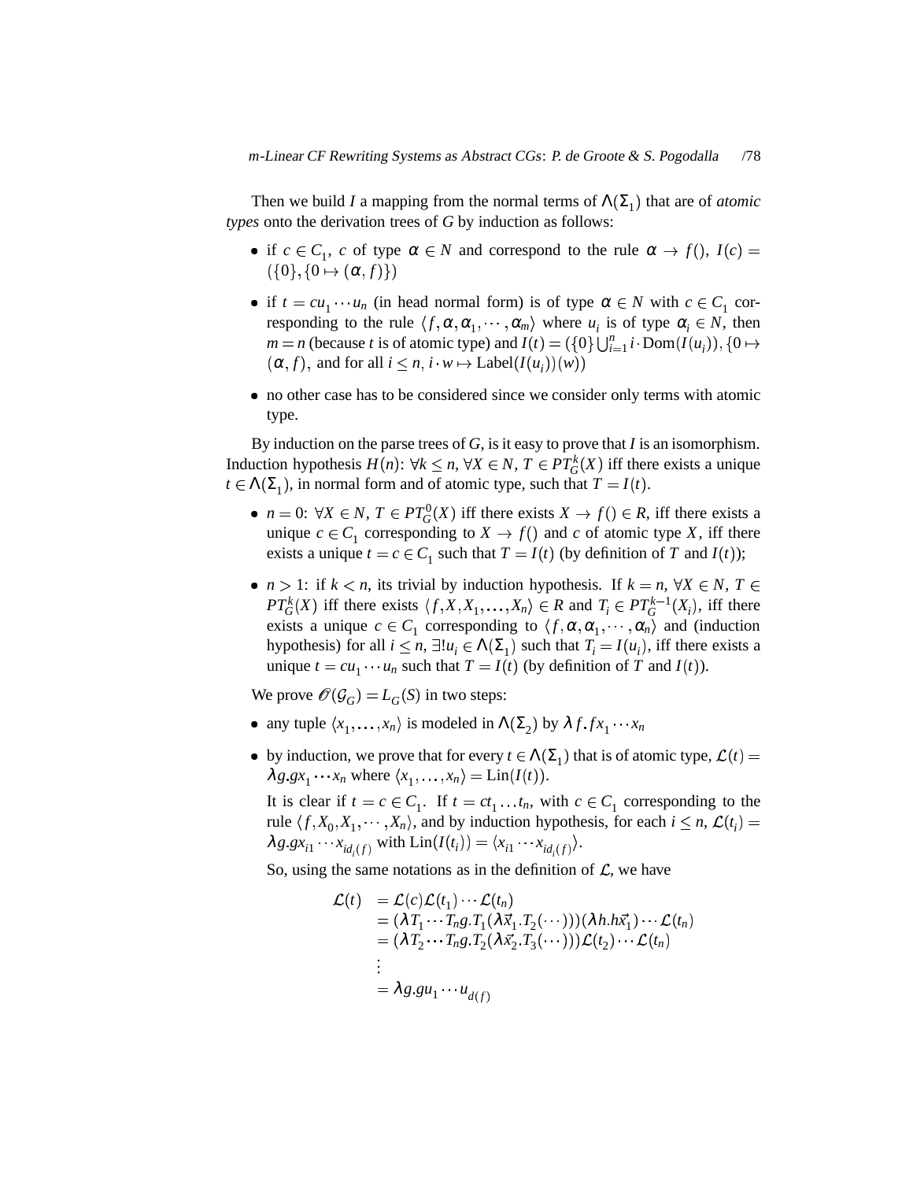Then we build $I$ a mapping from the normal terms of $\Lambda(\Sigma_1)$ that are of *atomic types* onto the derivation trees of $G$ by induction as follows:

- if $c \in C_1$, $c$ of type $\alpha \in N$ and correspond to the rule $\alpha \to f()$, $I(c) = (\{0\}, \{0 \mapsto (\alpha, f)\})$
- if $t = cu_1 \cdots u_n$ (in head normal form) is of type $\alpha \in N$ with $c \in C_1$ corresponding to the rule $\langle f, \alpha, \alpha_1, \cdots, \alpha_m \rangle$ where $u_i$ is of type $\alpha_i \in N$, then $m = n$ (because $t$ is of atomic type) and $I(t) = (\{0\} \bigcup_{i=1}^{n} i \cdot \mathrm{Dom}(I(u_i)), \{0 \mapsto (\alpha, f)$, and for all $i \leq n$, $i \cdot w \mapsto \mathrm{Label}(I(u_i))(w))$
- no other case has to be considered since we consider only terms with atomic type.

By induction on the parse trees of $G$, is it easy to prove that $I$ is an isomorphism. Induction hypothesis $H(n)$: $\forall k \leq n$, $\forall X \in N$, $T \in PT_G^k(X)$ iff there exists a unique $t \in \Lambda(\Sigma_1)$, in normal form and of atomic type, such that $T = I(t)$.

- $n = 0$: $\forall X \in N$, $T \in PT_G^0(X)$ iff there exists $X \to f() \in R$, iff there exists a unique $c \in C_1$ corresponding to $X \to f()$ and $c$ of atomic type $X$, iff there exists a unique $t = c \in C_1$ such that $T = I(t)$ (by definition of $T$ and $I(t)$);
- $n > 1$: if $k < n$, its trivial by induction hypothesis. If $k = n$, $\forall X \in N$, $T \in PT_G^k(X)$ iff there exists $\langle f, X, X_1, \ldots, X_n \rangle \in R$ and $T_i \in PT_G^{k-1}(X_i)$, iff there exists a unique $c \in C_1$ corresponding to $\langle f, \alpha, \alpha_1, \cdots, \alpha_n \rangle$ and (induction hypothesis) for all $i \leq n$, $\exists! u_i \in \Lambda(\Sigma_1)$ such that $T_i = I(u_i)$, iff there exists a unique $t = cu_1 \cdots u_n$ such that $T = I(t)$ (by definition of $T$ and $I(t)$).

We prove $\mathcal{O}(\mathcal{G}_G) = L_G(S)$ in two steps:

- any tuple $\langle x_1, \ldots, x_n \rangle$ is modeled in $\Lambda(\Sigma_2)$ by $\lambda f. f x_1 \cdots x_n$
- by induction, we prove that for every $t \in \Lambda(\Sigma_1)$ that is of atomic type, $\mathcal{L}(t) = \lambda g. g x_1 \cdots x_n$ where $\langle x_1, \ldots, x_n \rangle = \mathrm{Lin}(I(t))$.

  It is clear if $t = c \in C_1$. If $t = ct_1 \ldots t_n$, with $c \in C_1$ corresponding to the rule $\langle f, X_0, X_1, \cdots, X_n \rangle$, and by induction hypothesis, for each $i \leq n$, $\mathcal{L}(t_i) = \lambda g. g x_{i1} \cdots x_{id_i(f)}$ with $\mathrm{Lin}(I(t_i)) = \langle x_{i1} \cdots x_{id_i(f)} \rangle$.

  So, using the same notations as in the definition of $\mathcal{L}$, we have

$$
\begin{aligned}
\mathcal{L}(t) &= \mathcal{L}(c)\mathcal{L}(t_1) \cdots \mathcal{L}(t_n) \\
&= (\lambda T_1 \cdots T_n g. T_1(\lambda \vec{x}_1. T_2(\cdots)))(\lambda h. h\vec{x}_1) \cdots \mathcal{L}(t_n) \\
&= (\lambda T_2 \cdots T_n g. T_2(\lambda \vec{x}_2. T_3(\cdots)))\mathcal{L}(t_2) \cdots \mathcal{L}(t_n) \\
&\vdots \\
&= \lambda g. g u_1 \cdots u_{d(f)}
\end{aligned}
$$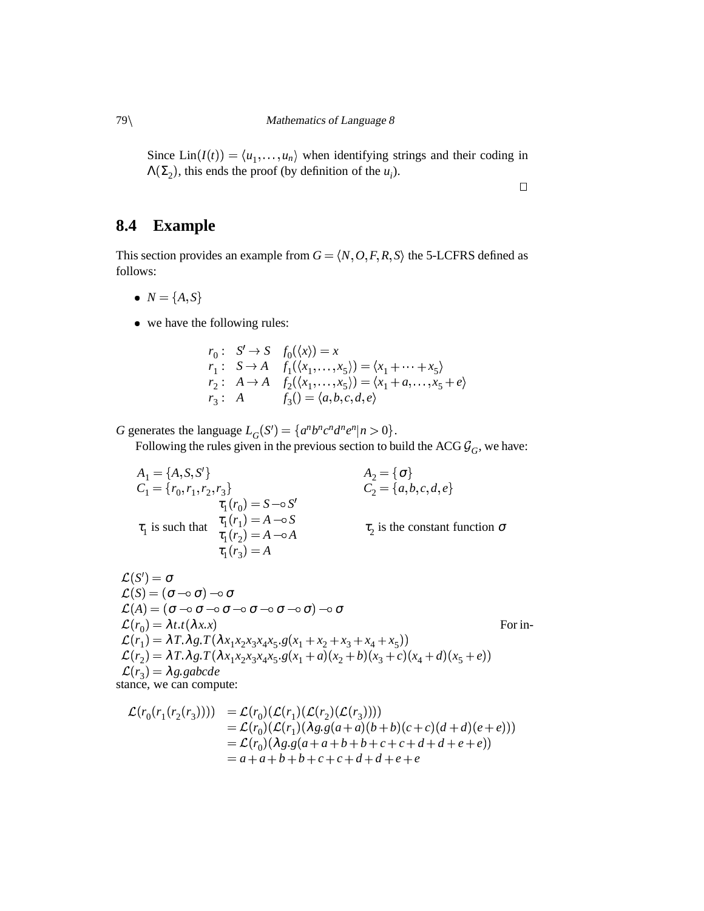Since $\mathrm{Lin}(I(t)) = \langle u_1, \ldots, u_n \rangle$ when identifying strings and their coding in $\Lambda(\Sigma_2)$, this ends the proof (by definition of the $u_i$).

$\square$

## 8.4 Example

This section provides an example from $G = \langle N, O, F, R, S \rangle$ the 5-LCFRS defined as follows:

- $N = \{A, S\}$
- we have the following rules:

$$
\begin{array}{lll}
r_0 : & S' \rightarrow S & f_0(\langle x \rangle) = x \\
r_1 : & S \rightarrow A & f_1(\langle x_1, \ldots, x_5 \rangle) = \langle x_1 + \cdots + x_5 \rangle \\
r_2 : & A \rightarrow A & f_2(\langle x_1, \ldots, x_5 \rangle) = \langle x_1 + a, \ldots, x_5 + e \rangle \\
r_3 : & A & f_3() = \langle a, b, c, d, e \rangle
\end{array}
$$

$G$ generates the language $L_G(S') = \{a^n b^n c^n d^n e^n | n > 0\}$.

Following the rules given in the previous section to build the ACG $\mathcal{G}_G$, we have:

$$
\begin{array}{ll}
A_1 = \{A, S, S'\} & A_2 = \{\sigma\} \\
C_1 = \{r_0, r_1, r_2, r_3\} & C_2 = \{a, b, c, d, e\} \\
\tau_1 \text{ is such that } \begin{array}{l} \tau_1(r_0) = S \multimap S' \\ \tau_1(r_1) = A \multimap S \\ \tau_1(r_2) = A \multimap A \\ \tau_1(r_3) = A \end{array} & \tau_2 \text{ is the constant function } \sigma
\end{array}
$$

$$
\begin{array}{l}
\mathcal{L}(S') = \sigma \\
\mathcal{L}(S) = (\sigma \multimap \sigma) \multimap \sigma \\
\mathcal{L}(A) = (\sigma \multimap \sigma \multimap \sigma \multimap \sigma \multimap \sigma \multimap \sigma) \multimap \sigma \\
\mathcal{L}(r_0) = \lambda t.t(\lambda x.x) \\
\mathcal{L}(r_1) = \lambda T.\lambda g.T(\lambda x_1 x_2 x_3 x_4 x_5.g(x_1 + x_2 + x_3 + x_4 + x_5)) \\
\mathcal{L}(r_2) = \lambda T.\lambda g.T(\lambda x_1 x_2 x_3 x_4 x_5.g(x_1 + a)(x_2 + b)(x_3 + c)(x_4 + d)(x_5 + e)) \\
\mathcal{L}(r_3) = \lambda g.gabcde
\end{array}
$$

For instance, we can compute:

$$
\begin{array}{ll}
\mathcal{L}(r_0(r_1(r_2(r_3)))) & = \mathcal{L}(r_0)(\mathcal{L}(r_1)(\mathcal{L}(r_2)(\mathcal{L}(r_3)))) \\
& = \mathcal{L}(r_0)(\mathcal{L}(r_1)(\lambda g.g(a+a)(b+b)(c+c)(d+d)(e+e))) \\
& = \mathcal{L}(r_0)(\lambda g.g(a+a+b+b+c+c+d+d+e+e)) \\
& = a+a+b+b+c+c+d+d+e+e
\end{array}
$$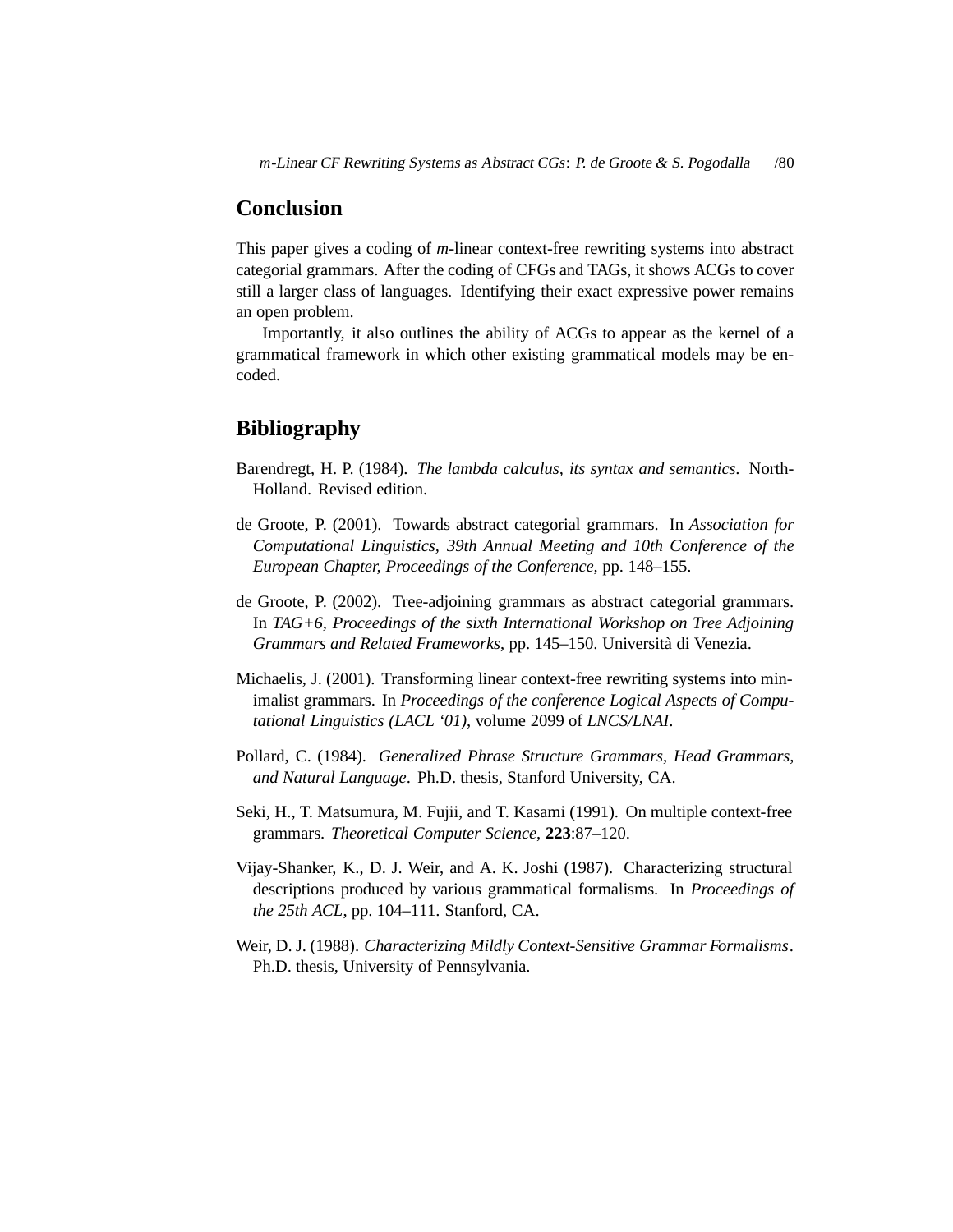## Conclusion

This paper gives a coding of *m*-linear context-free rewriting systems into abstract categorial grammars. After the coding of CFGs and TAGs, it shows ACGs to cover still a larger class of languages. Identifying their exact expressive power remains an open problem.

Importantly, it also outlines the ability of ACGs to appear as the kernel of a grammatical framework in which other existing grammatical models may be encoded.

## Bibliography

Barendregt, H. P. (1984). *The lambda calculus, its syntax and semantics*. North-Holland. Revised edition.

de Groote, P. (2001). Towards abstract categorial grammars. In *Association for Computational Linguistics, 39th Annual Meeting and 10th Conference of the European Chapter, Proceedings of the Conference*, pp. 148–155.

de Groote, P. (2002). Tree-adjoining grammars as abstract categorial grammars. In *TAG+6, Proceedings of the sixth International Workshop on Tree Adjoining Grammars and Related Frameworks*, pp. 145–150. Università di Venezia.

Michaelis, J. (2001). Transforming linear context-free rewriting systems into minimalist grammars. In *Proceedings of the conference Logical Aspects of Computational Linguistics (LACL '01)*, volume 2099 of *LNCS/LNAI*.

Pollard, C. (1984). *Generalized Phrase Structure Grammars, Head Grammars, and Natural Language*. Ph.D. thesis, Stanford University, CA.

Seki, H., T. Matsumura, M. Fujii, and T. Kasami (1991). On multiple context-free grammars. *Theoretical Computer Science*, **223**:87–120.

Vijay-Shanker, K., D. J. Weir, and A. K. Joshi (1987). Characterizing structural descriptions produced by various grammatical formalisms. In *Proceedings of the 25th ACL*, pp. 104–111. Stanford, CA.

Weir, D. J. (1988). *Characterizing Mildly Context-Sensitive Grammar Formalisms*. Ph.D. thesis, University of Pennsylvania.